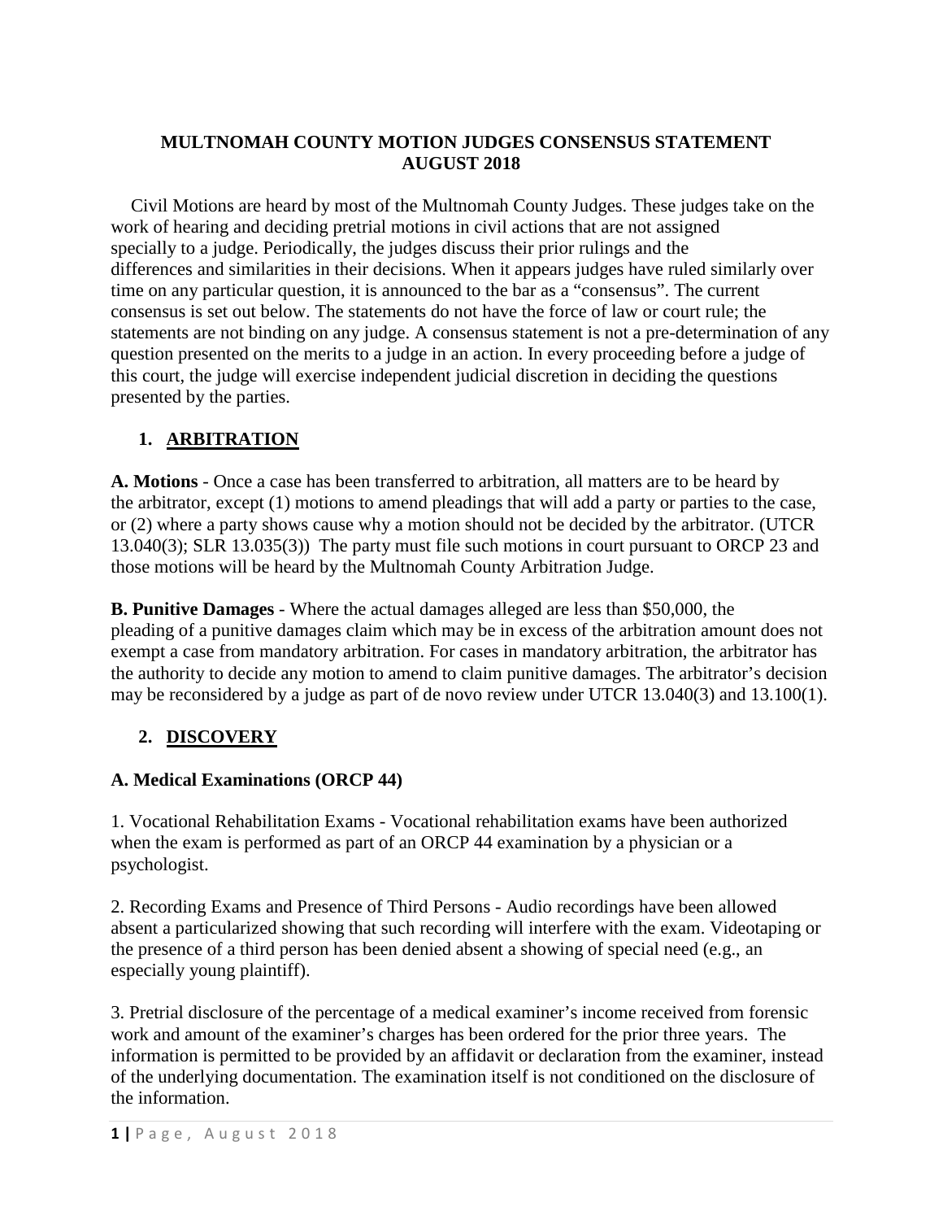# MULTNOMAH COUNTY MOTION JUDGES CONSENSUS STATEMENT AUGUST 2018

Civil Motions are heard by most of the Multnomah County Judges. These judges take on the work of hearing and deciding pretrial motions in civil actions that are not assigned specially to a judge. Periodically, the judges discuss their prior rulings and the differences and similarities in their decisions. When it appears judges have ruled similarly over time on any particular question, it is announced to the bar as a "consensus". The current consensus is set out below. The statements do not have the force of law or court rule; the statements are not binding on any judge. A consensus statement is not a pre-determination of any question presented on the merits to a judge in an action. In every proceeding before a judge of this court, the judge will exercise independent judicial discretion in deciding the questions presented by the parties.

## 1. ARBITRATION

**A. Motions** - Once a case has been transferred to arbitration, all matters are to be heard by the arbitrator, except (1) motions to amend pleadings that will add a party or parties to the case, or (2) where a party shows cause why a motion should not be decided by the arbitrator. (UTCR 13.040(3); SLR 13.035(3)) The party must file such motions in court pursuant to ORCP 23 and those motions will be heard by the Multnomah County Arbitration Judge.

**B. Punitive Damages** - Where the actual damages alleged are less than $50,000, the pleading of a punitive damages claim which may be in excess of the arbitration amount does not exempt a case from mandatory arbitration. For cases in mandatory arbitration, the arbitrator has the authority to decide any motion to amend to claim punitive damages. The arbitrator's decision may be reconsidered by a judge as part of de novo review under UTCR 13.040(3) and 13.100(1).

## 2. DISCOVERY

### A. Medical Examinations (ORCP 44)

1. Vocational Rehabilitation Exams - Vocational rehabilitation exams have been authorized when the exam is performed as part of an ORCP 44 examination by a physician or a psychologist.

2. Recording Exams and Presence of Third Persons - Audio recordings have been allowed absent a particularized showing that such recording will interfere with the exam. Videotaping or the presence of a third person has been denied absent a showing of special need (e.g., an especially young plaintiff).

3. Pretrial disclosure of the percentage of a medical examiner's income received from forensic work and amount of the examiner's charges has been ordered for the prior three years. The information is permitted to be provided by an affidavit or declaration from the examiner, instead of the underlying documentation. The examination itself is not conditioned on the disclosure of the information.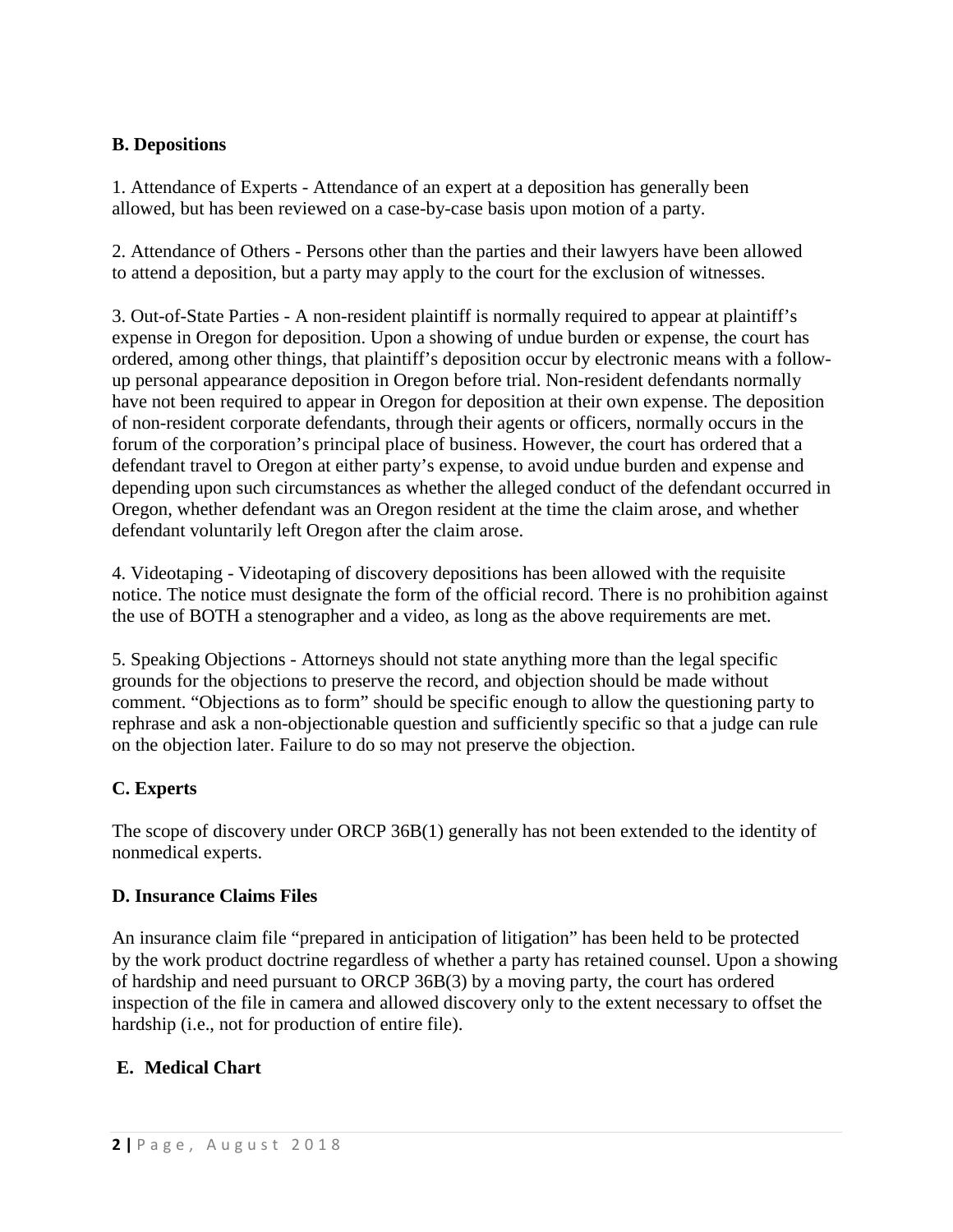### B. Depositions

1. Attendance of Experts - Attendance of an expert at a deposition has generally been allowed, but has been reviewed on a case-by-case basis upon motion of a party.

2. Attendance of Others - Persons other than the parties and their lawyers have been allowed to attend a deposition, but a party may apply to the court for the exclusion of witnesses.

3. Out-of-State Parties - A non-resident plaintiff is normally required to appear at plaintiff's expense in Oregon for deposition. Upon a showing of undue burden or expense, the court has ordered, among other things, that plaintiff's deposition occur by electronic means with a follow-up personal appearance deposition in Oregon before trial. Non-resident defendants normally have not been required to appear in Oregon for deposition at their own expense. The deposition of non-resident corporate defendants, through their agents or officers, normally occurs in the forum of the corporation's principal place of business. However, the court has ordered that a defendant travel to Oregon at either party's expense, to avoid undue burden and expense and depending upon such circumstances as whether the alleged conduct of the defendant occurred in Oregon, whether defendant was an Oregon resident at the time the claim arose, and whether defendant voluntarily left Oregon after the claim arose.

4. Videotaping - Videotaping of discovery depositions has been allowed with the requisite notice. The notice must designate the form of the official record. There is no prohibition against the use of BOTH a stenographer and a video, as long as the above requirements are met.

5. Speaking Objections - Attorneys should not state anything more than the legal specific grounds for the objections to preserve the record, and objection should be made without comment. "Objections as to form" should be specific enough to allow the questioning party to rephrase and ask a non-objectionable question and sufficiently specific so that a judge can rule on the objection later. Failure to do so may not preserve the objection.

### C. Experts

The scope of discovery under ORCP 36B(1) generally has not been extended to the identity of nonmedical experts.

### D. Insurance Claims Files

An insurance claim file "prepared in anticipation of litigation" has been held to be protected by the work product doctrine regardless of whether a party has retained counsel. Upon a showing of hardship and need pursuant to ORCP 36B(3) by a moving party, the court has ordered inspection of the file in camera and allowed discovery only to the extent necessary to offset the hardship (i.e., not for production of entire file).

### E. Medical Chart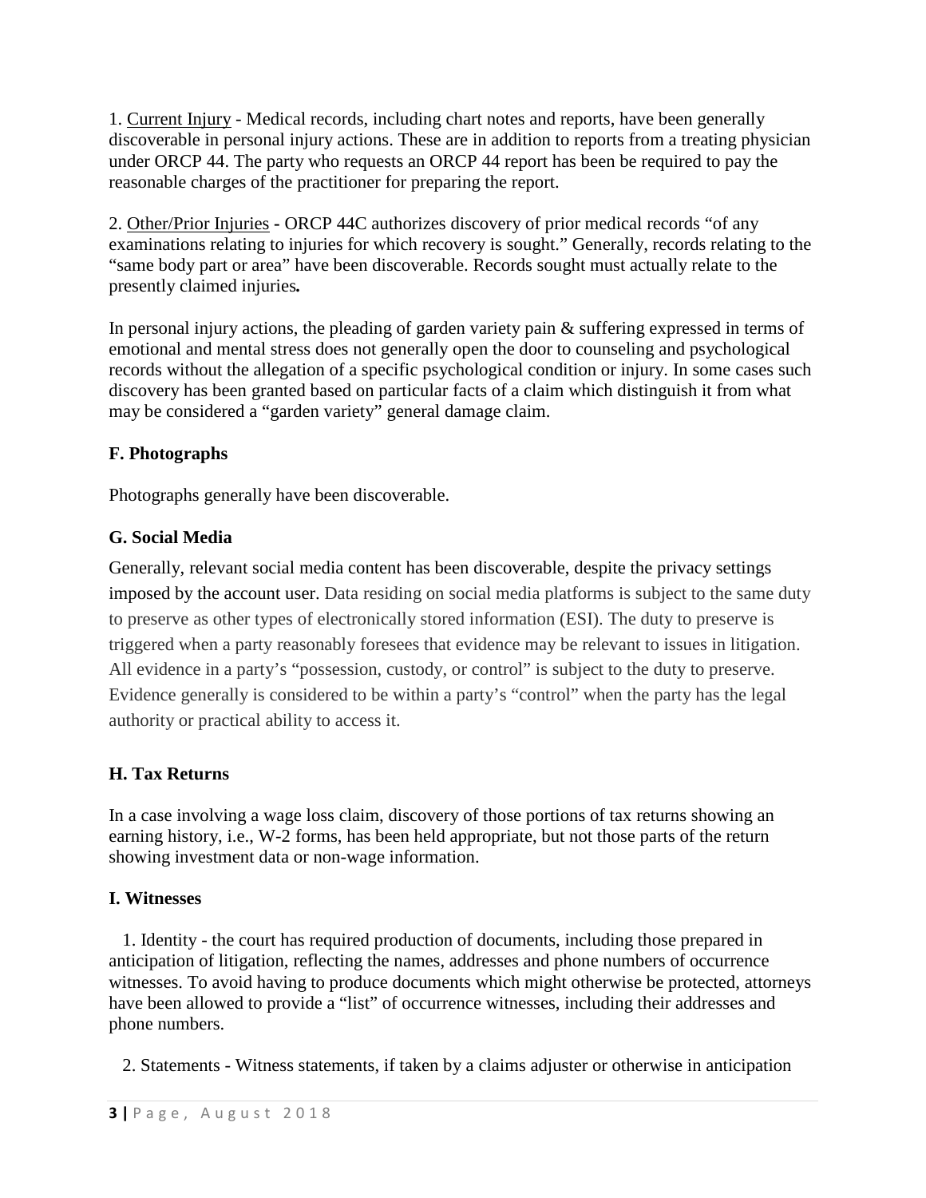1. <u>Current Injury</u> - Medical records, including chart notes and reports, have been generally discoverable in personal injury actions. These are in addition to reports from a treating physician under ORCP 44. The party who requests an ORCP 44 report has been be required to pay the reasonable charges of the practitioner for preparing the report.

2. <u>Other/Prior Injuries</u> - ORCP 44C authorizes discovery of prior medical records "of any examinations relating to injuries for which recovery is sought." Generally, records relating to the "same body part or area" have been discoverable. Records sought must actually relate to the presently claimed injuries***.***

In personal injury actions, the pleading of garden variety pain & suffering expressed in terms of emotional and mental stress does not generally open the door to counseling and psychological records without the allegation of a specific psychological condition or injury. In some cases such discovery has been granted based on particular facts of a claim which distinguish it from what may be considered a "garden variety" general damage claim.

### F. Photographs

Photographs generally have been discoverable.

### G. Social Media

Generally, relevant social media content has been discoverable, despite the privacy settings imposed by the account user. Data residing on social media platforms is subject to the same duty to preserve as other types of electronically stored information (ESI). The duty to preserve is triggered when a party reasonably foresees that evidence may be relevant to issues in litigation. All evidence in a party's "possession, custody, or control" is subject to the duty to preserve. Evidence generally is considered to be within a party's "control" when the party has the legal authority or practical ability to access it.

### H. Tax Returns

In a case involving a wage loss claim, discovery of those portions of tax returns showing an earning history, i.e., W-2 forms, has been held appropriate, but not those parts of the return showing investment data or non-wage information.

### I. Witnesses

1. Identity - the court has required production of documents, including those prepared in anticipation of litigation, reflecting the names, addresses and phone numbers of occurrence witnesses. To avoid having to produce documents which might otherwise be protected, attorneys have been allowed to provide a "list" of occurrence witnesses, including their addresses and phone numbers.

2. Statements - Witness statements, if taken by a claims adjuster or otherwise in anticipation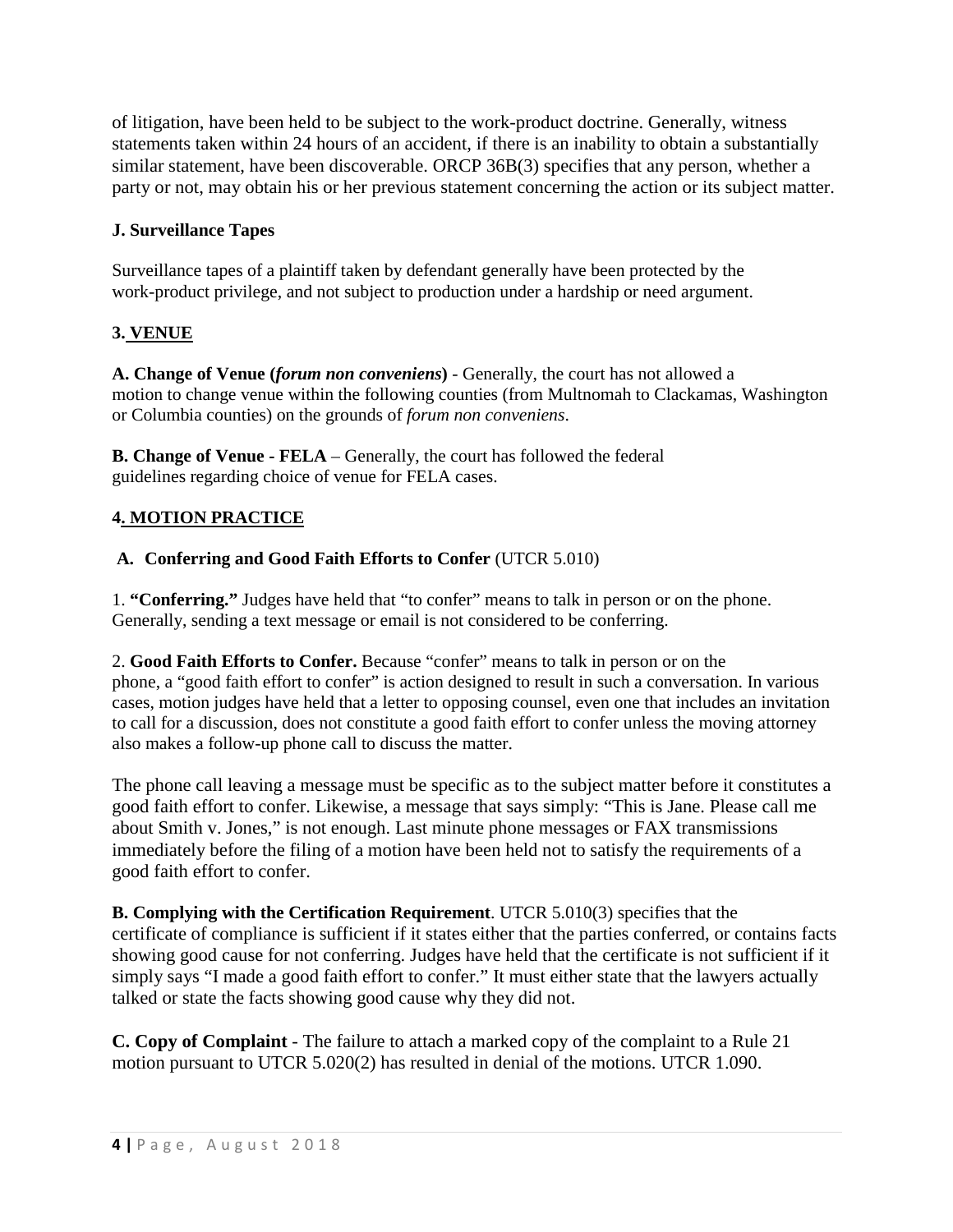of litigation, have been held to be subject to the work-product doctrine. Generally, witness statements taken within 24 hours of an accident, if there is an inability to obtain a substantially similar statement, have been discoverable. ORCP 36B(3) specifies that any person, whether a party or not, may obtain his or her previous statement concerning the action or its subject matter.

### J. Surveillance Tapes

Surveillance tapes of a plaintiff taken by defendant generally have been protected by the work-product privilege, and not subject to production under a hardship or need argument.

## 3. VENUE

**A. Change of Venue (*forum non conveniens*)** - Generally, the court has not allowed a motion to change venue within the following counties (from Multnomah to Clackamas, Washington or Columbia counties) on the grounds of *forum non conveniens*.

**B. Change of Venue - FELA** – Generally, the court has followed the federal guidelines regarding choice of venue for FELA cases.

## 4. MOTION PRACTICE

### A. Conferring and Good Faith Efforts to Confer (UTCR 5.010)

1. **"Conferring."** Judges have held that "to confer" means to talk in person or on the phone. Generally, sending a text message or email is not considered to be conferring.

2. **Good Faith Efforts to Confer.** Because "confer" means to talk in person or on the phone, a "good faith effort to confer" is action designed to result in such a conversation. In various cases, motion judges have held that a letter to opposing counsel, even one that includes an invitation to call for a discussion, does not constitute a good faith effort to confer unless the moving attorney also makes a follow-up phone call to discuss the matter.

The phone call leaving a message must be specific as to the subject matter before it constitutes a good faith effort to confer. Likewise, a message that says simply: "This is Jane. Please call me about Smith v. Jones," is not enough. Last minute phone messages or FAX transmissions immediately before the filing of a motion have been held not to satisfy the requirements of a good faith effort to confer.

**B. Complying with the Certification Requirement**. UTCR 5.010(3) specifies that the certificate of compliance is sufficient if it states either that the parties conferred, or contains facts showing good cause for not conferring. Judges have held that the certificate is not sufficient if it simply says "I made a good faith effort to confer." It must either state that the lawyers actually talked or state the facts showing good cause why they did not.

**C. Copy of Complaint** - The failure to attach a marked copy of the complaint to a Rule 21 motion pursuant to UTCR 5.020(2) has resulted in denial of the motions. UTCR 1.090.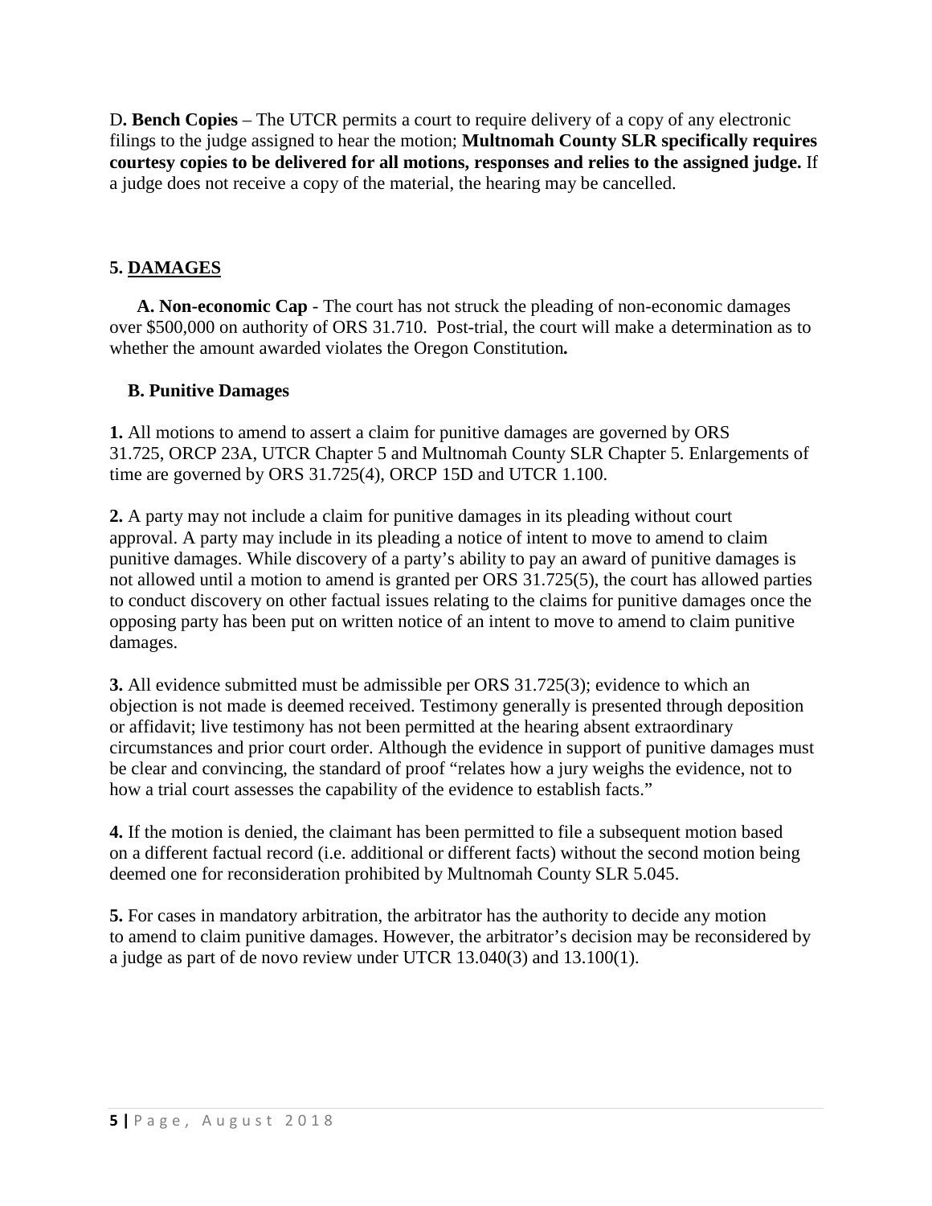D**. Bench Copies** – The UTCR permits a court to require delivery of a copy of any electronic filings to the judge assigned to hear the motion; **Multnomah County SLR specifically requires courtesy copies to be delivered for all motions, responses and relies to the assigned judge.** If a judge does not receive a copy of the material, the hearing may be cancelled.

## 5. <u>DAMAGES</u>

**A. Non-economic Cap** - The court has not struck the pleading of non-economic damages over $500,000 on authority of ORS 31.710. Post-trial, the court will make a determination as to whether the amount awarded violates the Oregon Constitution**.**

### B. Punitive Damages

**1.** All motions to amend to assert a claim for punitive damages are governed by ORS 31.725, ORCP 23A, UTCR Chapter 5 and Multnomah County SLR Chapter 5. Enlargements of time are governed by ORS 31.725(4), ORCP 15D and UTCR 1.100.

**2.** A party may not include a claim for punitive damages in its pleading without court approval. A party may include in its pleading a notice of intent to move to amend to claim punitive damages. While discovery of a party's ability to pay an award of punitive damages is not allowed until a motion to amend is granted per ORS 31.725(5), the court has allowed parties to conduct discovery on other factual issues relating to the claims for punitive damages once the opposing party has been put on written notice of an intent to move to amend to claim punitive damages.

**3.** All evidence submitted must be admissible per ORS 31.725(3); evidence to which an objection is not made is deemed received. Testimony generally is presented through deposition or affidavit; live testimony has not been permitted at the hearing absent extraordinary circumstances and prior court order. Although the evidence in support of punitive damages must be clear and convincing, the standard of proof "relates how a jury weighs the evidence, not to how a trial court assesses the capability of the evidence to establish facts."

**4.** If the motion is denied, the claimant has been permitted to file a subsequent motion based on a different factual record (i.e. additional or different facts) without the second motion being deemed one for reconsideration prohibited by Multnomah County SLR 5.045.

**5.** For cases in mandatory arbitration, the arbitrator has the authority to decide any motion to amend to claim punitive damages. However, the arbitrator's decision may be reconsidered by a judge as part of de novo review under UTCR 13.040(3) and 13.100(1).